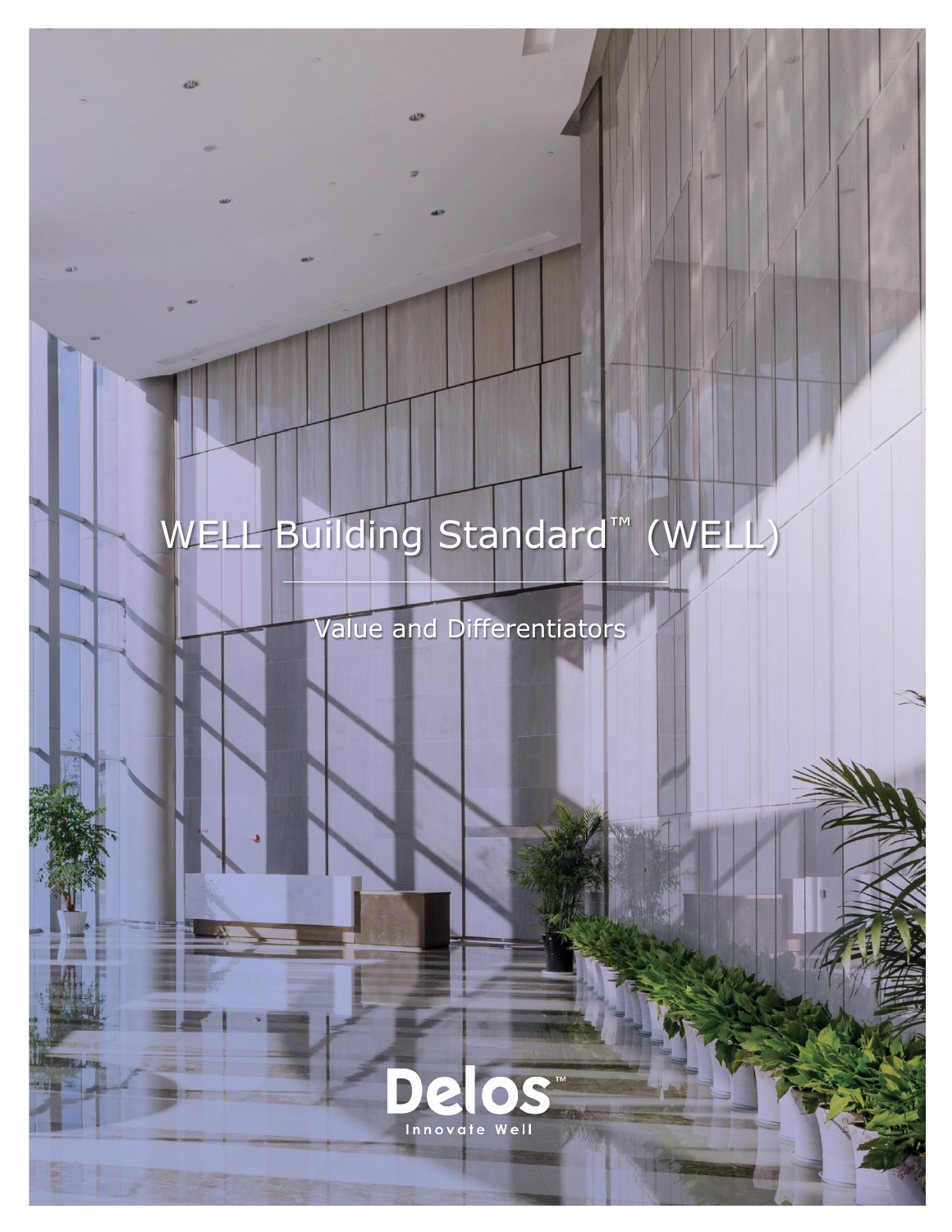# WELL Building Standard™ (WELL)

## Value and Differentiators

Delos™

Innovate Well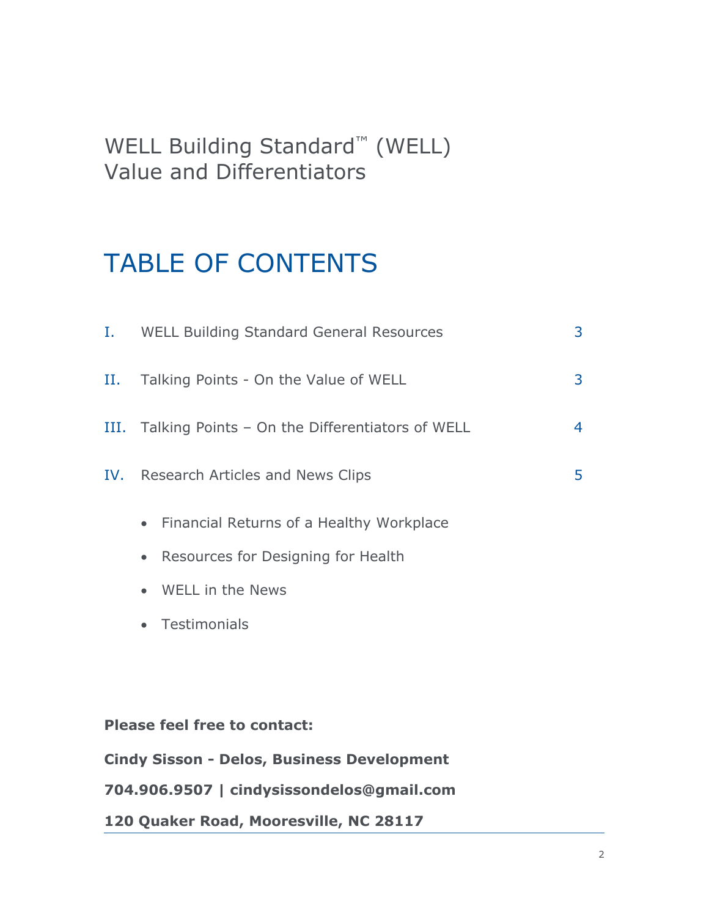# WELL Building Standard™ (WELL) Value and Differentiators

## TABLE OF CONTENTS

| | | |
|---|---|---|
| I. | WELL Building Standard General Resources | 3 |
| II. | Talking Points - On the Value of WELL | 3 |
| III. | Talking Points – On the Differentiators of WELL | 4 |
| IV. | Research Articles and News Clips | 5 |

- Financial Returns of a Healthy Workplace
- Resources for Designing for Health
- WELL in the News
- Testimonials

**Please feel free to contact:**

**Cindy Sisson - Delos, Business Development**

**704.906.9507 | cindysissondelos@gmail.com**

**120 Quaker Road, Mooresville, NC 28117**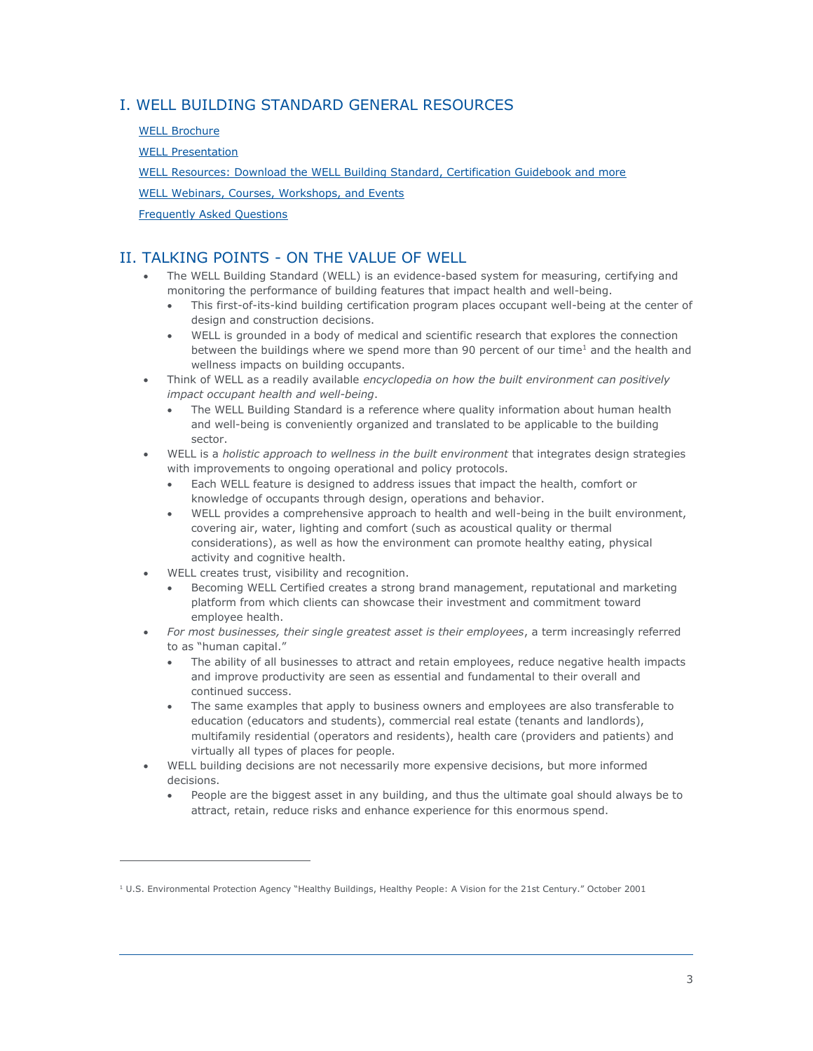## I. WELL BUILDING STANDARD GENERAL RESOURCES

WELL Brochure

WELL Presentation

WELL Resources: Download the WELL Building Standard, Certification Guidebook and more

WELL Webinars, Courses, Workshops, and Events

Frequently Asked Questions

## II. TALKING POINTS - ON THE VALUE OF WELL

- The WELL Building Standard (WELL) is an evidence-based system for measuring, certifying and monitoring the performance of building features that impact health and well-being.
  - This first-of-its-kind building certification program places occupant well-being at the center of design and construction decisions.
  - WELL is grounded in a body of medical and scientific research that explores the connection between the buildings where we spend more than 90 percent of our time[1] and the health and wellness impacts on building occupants.
- Think of WELL as a readily available *encyclopedia on how the built environment can positively impact occupant health and well-being*.
  - The WELL Building Standard is a reference where quality information about human health and well-being is conveniently organized and translated to be applicable to the building sector.
- WELL is a *holistic approach to wellness in the built environment* that integrates design strategies with improvements to ongoing operational and policy protocols.
  - Each WELL feature is designed to address issues that impact the health, comfort or knowledge of occupants through design, operations and behavior.
  - WELL provides a comprehensive approach to health and well-being in the built environment, covering air, water, lighting and comfort (such as acoustical quality or thermal considerations), as well as how the environment can promote healthy eating, physical activity and cognitive health.
- WELL creates trust, visibility and recognition.
  - Becoming WELL Certified creates a strong brand management, reputational and marketing platform from which clients can showcase their investment and commitment toward employee health.
- *For most businesses, their single greatest asset is their employees*, a term increasingly referred to as "human capital."
  - The ability of all businesses to attract and retain employees, reduce negative health impacts and improve productivity are seen as essential and fundamental to their overall and continued success.
  - The same examples that apply to business owners and employees are also transferable to education (educators and students), commercial real estate (tenants and landlords), multifamily residential (operators and residents), health care (providers and patients) and virtually all types of places for people.
- WELL building decisions are not necessarily more expensive decisions, but more informed decisions.
  - People are the biggest asset in any building, and thus the ultimate goal should always be to attract, retain, reduce risks and enhance experience for this enormous spend.

---

[1] U.S. Environmental Protection Agency "Healthy Buildings, Healthy People: A Vision for the 21st Century." October 2001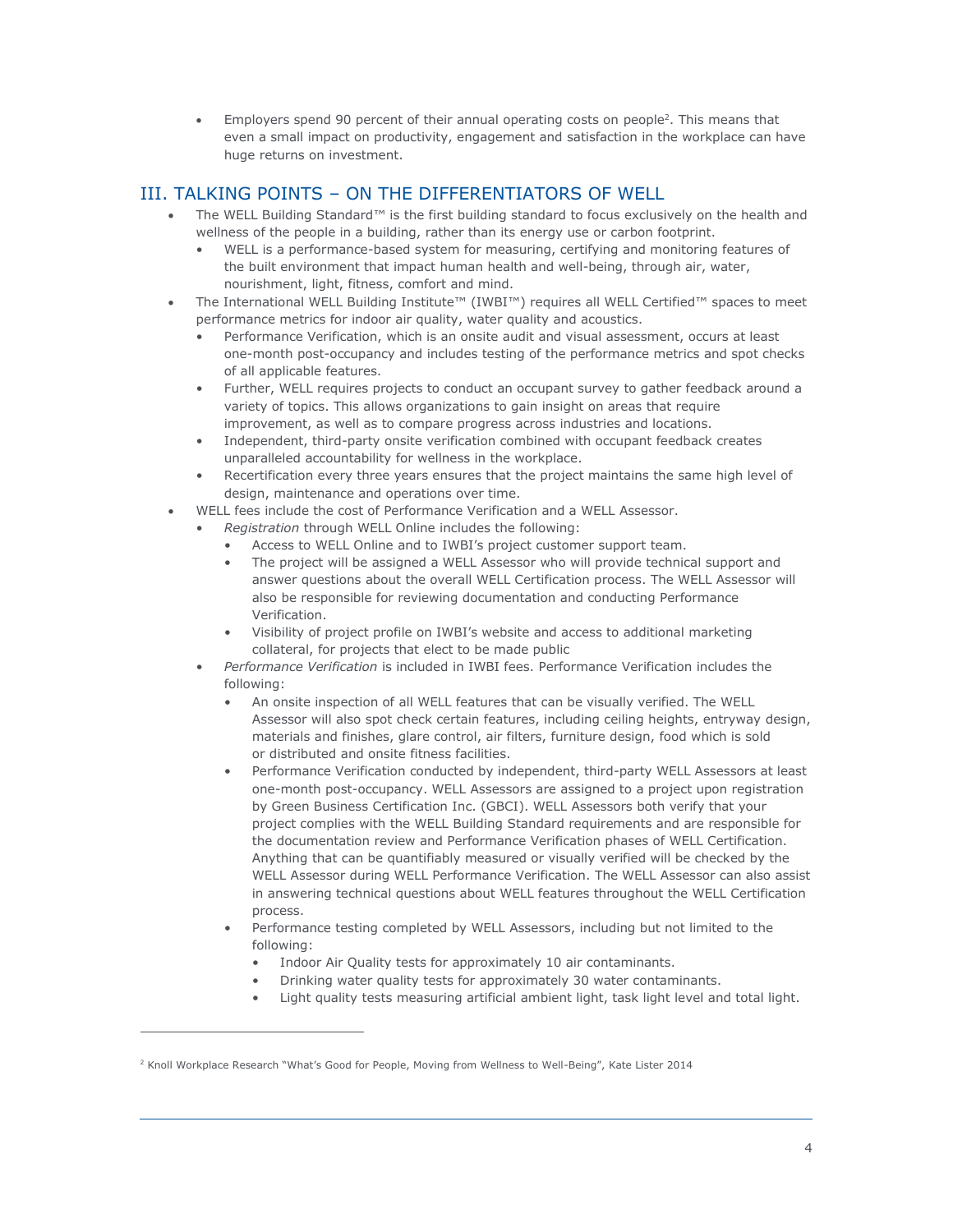- Employers spend 90 percent of their annual operating costs on people[2]. This means that even a small impact on productivity, engagement and satisfaction in the workplace can have huge returns on investment.

## III. TALKING POINTS – ON THE DIFFERENTIATORS OF WELL

- The WELL Building Standard™ is the first building standard to focus exclusively on the health and wellness of the people in a building, rather than its energy use or carbon footprint.
  - WELL is a performance-based system for measuring, certifying and monitoring features of the built environment that impact human health and well-being, through air, water, nourishment, light, fitness, comfort and mind.
- The International WELL Building Institute™ (IWBI™) requires all WELL Certified™ spaces to meet performance metrics for indoor air quality, water quality and acoustics.
  - Performance Verification, which is an onsite audit and visual assessment, occurs at least one-month post-occupancy and includes testing of the performance metrics and spot checks of all applicable features.
  - Further, WELL requires projects to conduct an occupant survey to gather feedback around a variety of topics. This allows organizations to gain insight on areas that require improvement, as well as to compare progress across industries and locations.
  - Independent, third-party onsite verification combined with occupant feedback creates unparalleled accountability for wellness in the workplace.
  - Recertification every three years ensures that the project maintains the same high level of design, maintenance and operations over time.
- WELL fees include the cost of Performance Verification and a WELL Assessor.
  - *Registration* through WELL Online includes the following:
    - Access to WELL Online and to IWBI's project customer support team.
    - The project will be assigned a WELL Assessor who will provide technical support and answer questions about the overall WELL Certification process. The WELL Assessor will also be responsible for reviewing documentation and conducting Performance Verification.
    - Visibility of project profile on IWBI's website and access to additional marketing collateral, for projects that elect to be made public
  - *Performance Verification* is included in IWBI fees. Performance Verification includes the following:
    - An onsite inspection of all WELL features that can be visually verified. The WELL Assessor will also spot check certain features, including ceiling heights, entryway design, materials and finishes, glare control, air filters, furniture design, food which is sold or distributed and onsite fitness facilities.
    - Performance Verification conducted by independent, third-party WELL Assessors at least one-month post-occupancy. WELL Assessors are assigned to a project upon registration by Green Business Certification Inc. (GBCI). WELL Assessors both verify that your project complies with the WELL Building Standard requirements and are responsible for the documentation review and Performance Verification phases of WELL Certification. Anything that can be quantifiably measured or visually verified will be checked by the WELL Assessor during WELL Performance Verification. The WELL Assessor can also assist in answering technical questions about WELL features throughout the WELL Certification process.
    - Performance testing completed by WELL Assessors, including but not limited to the following:
      - Indoor Air Quality tests for approximately 10 air contaminants.
      - Drinking water quality tests for approximately 30 water contaminants.
      - Light quality tests measuring artificial ambient light, task light level and total light.

[2] Knoll Workplace Research "What's Good for People, Moving from Wellness to Well-Being", Kate Lister 2014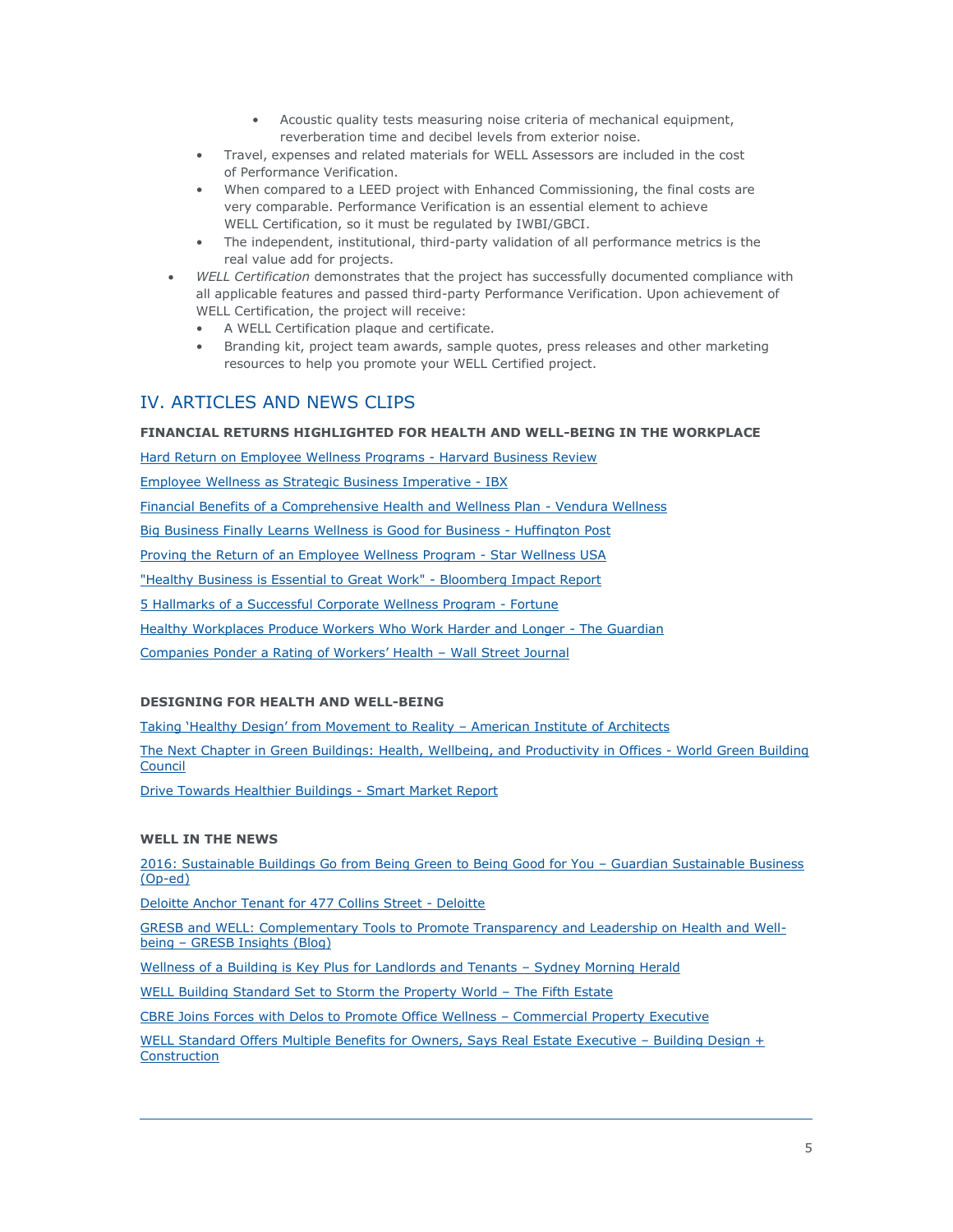- Acoustic quality tests measuring noise criteria of mechanical equipment, reverberation time and decibel levels from exterior noise.
  - Travel, expenses and related materials for WELL Assessors are included in the cost of Performance Verification.
  - When compared to a LEED project with Enhanced Commissioning, the final costs are very comparable. Performance Verification is an essential element to achieve WELL Certification, so it must be regulated by IWBI/GBCI.
  - The independent, institutional, third-party validation of all performance metrics is the real value add for projects.
- *WELL Certification* demonstrates that the project has successfully documented compliance with all applicable features and passed third-party Performance Verification. Upon achievement of WELL Certification, the project will receive:
  - A WELL Certification plaque and certificate.
  - Branding kit, project team awards, sample quotes, press releases and other marketing resources to help you promote your WELL Certified project.

## IV. ARTICLES AND NEWS CLIPS

**FINANCIAL RETURNS HIGHLIGHTED FOR HEALTH AND WELL-BEING IN THE WORKPLACE**

Hard Return on Employee Wellness Programs - Harvard Business Review

Employee Wellness as Strategic Business Imperative - IBX

Financial Benefits of a Comprehensive Health and Wellness Plan - Vendura Wellness

Big Business Finally Learns Wellness is Good for Business - Huffington Post

Proving the Return of an Employee Wellness Program - Star Wellness USA

"Healthy Business is Essential to Great Work" - Bloomberg Impact Report

5 Hallmarks of a Successful Corporate Wellness Program - Fortune

Healthy Workplaces Produce Workers Who Work Harder and Longer - The Guardian

Companies Ponder a Rating of Workers' Health – Wall Street Journal

**DESIGNING FOR HEALTH AND WELL-BEING**

Taking 'Healthy Design' from Movement to Reality – American Institute of Architects

The Next Chapter in Green Buildings: Health, Wellbeing, and Productivity in Offices - World Green Building Council

Drive Towards Healthier Buildings - Smart Market Report

**WELL IN THE NEWS**

2016: Sustainable Buildings Go from Being Green to Being Good for You – Guardian Sustainable Business (Op-ed)

Deloitte Anchor Tenant for 477 Collins Street - Deloitte

GRESB and WELL: Complementary Tools to Promote Transparency and Leadership on Health and Well-being – GRESB Insights (Blog)

Wellness of a Building is Key Plus for Landlords and Tenants – Sydney Morning Herald

WELL Building Standard Set to Storm the Property World – The Fifth Estate

CBRE Joins Forces with Delos to Promote Office Wellness – Commercial Property Executive

WELL Standard Offers Multiple Benefits for Owners, Says Real Estate Executive – Building Design + Construction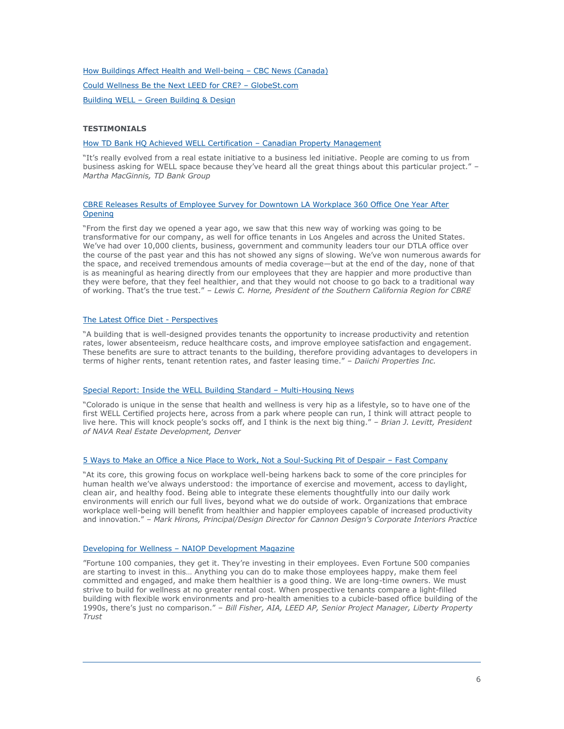How Buildings Affect Health and Well-being – CBC News (Canada)

Could Wellness Be the Next LEED for CRE? – GlobeSt.com

Building WELL – Green Building & Design

**TESTIMONIALS**

How TD Bank HQ Achieved WELL Certification – Canadian Property Management

"It's really evolved from a real estate initiative to a business led initiative. People are coming to us from business asking for WELL space because they've heard all the great things about this particular project." – *Martha MacGinnis, TD Bank Group*

CBRE Releases Results of Employee Survey for Downtown LA Workplace 360 Office One Year After Opening

"From the first day we opened a year ago, we saw that this new way of working was going to be transformative for our company, as well for office tenants in Los Angeles and across the United States. We've had over 10,000 clients, business, government and community leaders tour our DTLA office over the course of the past year and this has not showed any signs of slowing. We've won numerous awards for the space, and received tremendous amounts of media coverage—but at the end of the day, none of that is as meaningful as hearing directly from our employees that they are happier and more productive than they were before, that they feel healthier, and that they would not choose to go back to a traditional way of working. That's the true test." – *Lewis C. Horne, President of the Southern California Region for CBRE*

The Latest Office Diet - Perspectives

"A building that is well-designed provides tenants the opportunity to increase productivity and retention rates, lower absenteeism, reduce healthcare costs, and improve employee satisfaction and engagement. These benefits are sure to attract tenants to the building, therefore providing advantages to developers in terms of higher rents, tenant retention rates, and faster leasing time." – *Daiichi Properties Inc.*

Special Report: Inside the WELL Building Standard – Multi-Housing News

"Colorado is unique in the sense that health and wellness is very hip as a lifestyle, so to have one of the first WELL Certified projects here, across from a park where people can run, I think will attract people to live here. This will knock people's socks off, and I think is the next big thing." – *Brian J. Levitt, President of NAVA Real Estate Development, Denver*

5 Ways to Make an Office a Nice Place to Work, Not a Soul-Sucking Pit of Despair – Fast Company

"At its core, this growing focus on workplace well-being harkens back to some of the core principles for human health we've always understood: the importance of exercise and movement, access to daylight, clean air, and healthy food. Being able to integrate these elements thoughtfully into our daily work environments will enrich our full lives, beyond what we do outside of work. Organizations that embrace workplace well-being will benefit from healthier and happier employees capable of increased productivity and innovation." – *Mark Hirons, Principal/Design Director for Cannon Design's Corporate Interiors Practice*

Developing for Wellness – NAIOP Development Magazine

"Fortune 100 companies, they get it. They're investing in their employees. Even Fortune 500 companies are starting to invest in this… Anything you can do to make those employees happy, make them feel committed and engaged, and make them healthier is a good thing. We are long-time owners. We must strive to build for wellness at no greater rental cost. When prospective tenants compare a light-filled building with flexible work environments and pro-health amenities to a cubicle-based office building of the 1990s, there's just no comparison." – *Bill Fisher, AIA, LEED AP, Senior Project Manager, Liberty Property Trust*